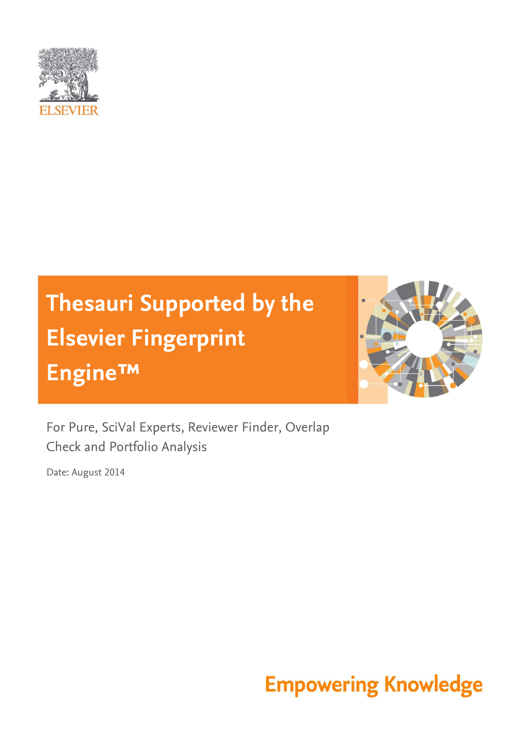ELSEVIER

# Thesauri Supported by the Elsevier Fingerprint Engine™

For Pure, SciVal Experts, Reviewer Finder, Overlap Check and Portfolio Analysis

Date: August 2014

Empowering Knowledge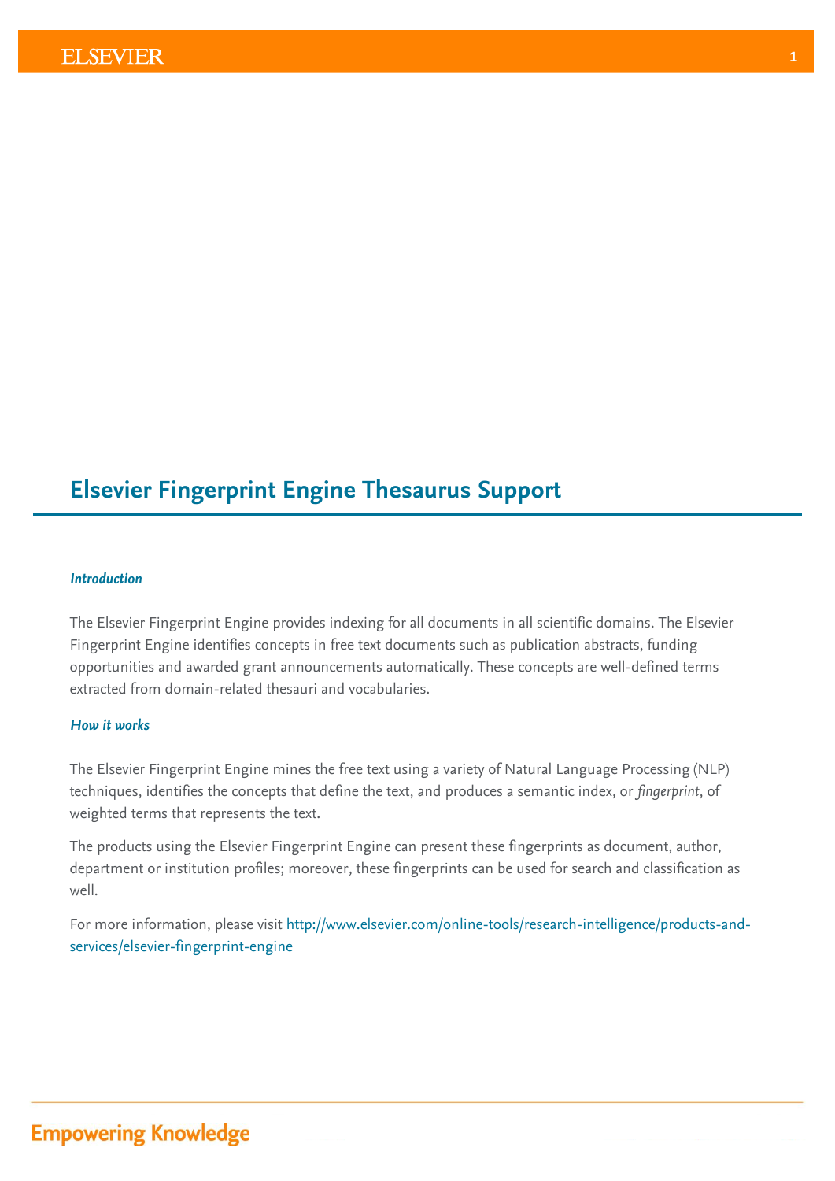# Elsevier Fingerprint Engine Thesaurus Support

### *Introduction*

The Elsevier Fingerprint Engine provides indexing for all documents in all scientific domains. The Elsevier Fingerprint Engine identifies concepts in free text documents such as publication abstracts, funding opportunities and awarded grant announcements automatically. These concepts are well-defined terms extracted from domain-related thesauri and vocabularies.

### *How it works*

The Elsevier Fingerprint Engine mines the free text using a variety of Natural Language Processing (NLP) techniques, identifies the concepts that define the text, and produces a semantic index, or *fingerprint*, of weighted terms that represents the text.

The products using the Elsevier Fingerprint Engine can present these fingerprints as document, author, department or institution profiles; moreover, these fingerprints can be used for search and classification as well.

For more information, please visit [http://www.elsevier.com/online-tools/research-intelligence/products-and-services/elsevier-fingerprint-engine](http://www.elsevier.com/online-tools/research-intelligence/products-and-services/elsevier-fingerprint-engine)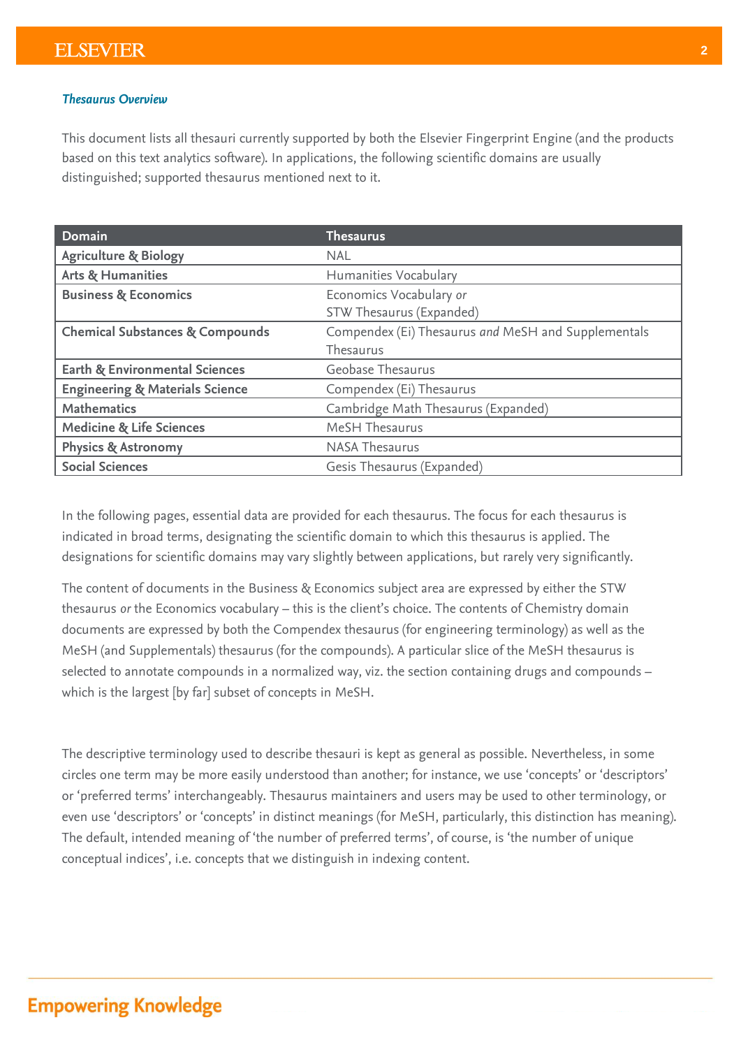***Thesaurus Overview***

This document lists all thesauri currently supported by both the Elsevier Fingerprint Engine (and the products based on this text analytics software). In applications, the following scientific domains are usually distinguished; supported thesaurus mentioned next to it.

| Domain | Thesaurus |
|---|---|
| **Agriculture & Biology** | NAL |
| **Arts & Humanities** | Humanities Vocabulary |
| **Business & Economics** | Economics Vocabulary *or* STW Thesaurus (Expanded) |
| **Chemical Substances & Compounds** | Compendex (Ei) Thesaurus *and* MeSH and Supplementals Thesaurus |
| **Earth & Environmental Sciences** | Geobase Thesaurus |
| **Engineering & Materials Science** | Compendex (Ei) Thesaurus |
| **Mathematics** | Cambridge Math Thesaurus (Expanded) |
| **Medicine & Life Sciences** | MeSH Thesaurus |
| **Physics & Astronomy** | NASA Thesaurus |
| **Social Sciences** | Gesis Thesaurus (Expanded) |

In the following pages, essential data are provided for each thesaurus. The focus for each thesaurus is indicated in broad terms, designating the scientific domain to which this thesaurus is applied. The designations for scientific domains may vary slightly between applications, but rarely very significantly.

The content of documents in the Business & Economics subject area are expressed by either the STW thesaurus *or* the Economics vocabulary – this is the client's choice. The contents of Chemistry domain documents are expressed by both the Compendex thesaurus (for engineering terminology) as well as the MeSH (and Supplementals) thesaurus (for the compounds). A particular slice of the MeSH thesaurus is selected to annotate compounds in a normalized way, viz. the section containing drugs and compounds – which is the largest [by far] subset of concepts in MeSH.

The descriptive terminology used to describe thesauri is kept as general as possible. Nevertheless, in some circles one term may be more easily understood than another; for instance, we use 'concepts' or 'descriptors' or 'preferred terms' interchangeably. Thesaurus maintainers and users may be used to other terminology, or even use 'descriptors' or 'concepts' in distinct meanings (for MeSH, particularly, this distinction has meaning). The default, intended meaning of 'the number of preferred terms', of course, is 'the number of unique conceptual indices', i.e. concepts that we distinguish in indexing content.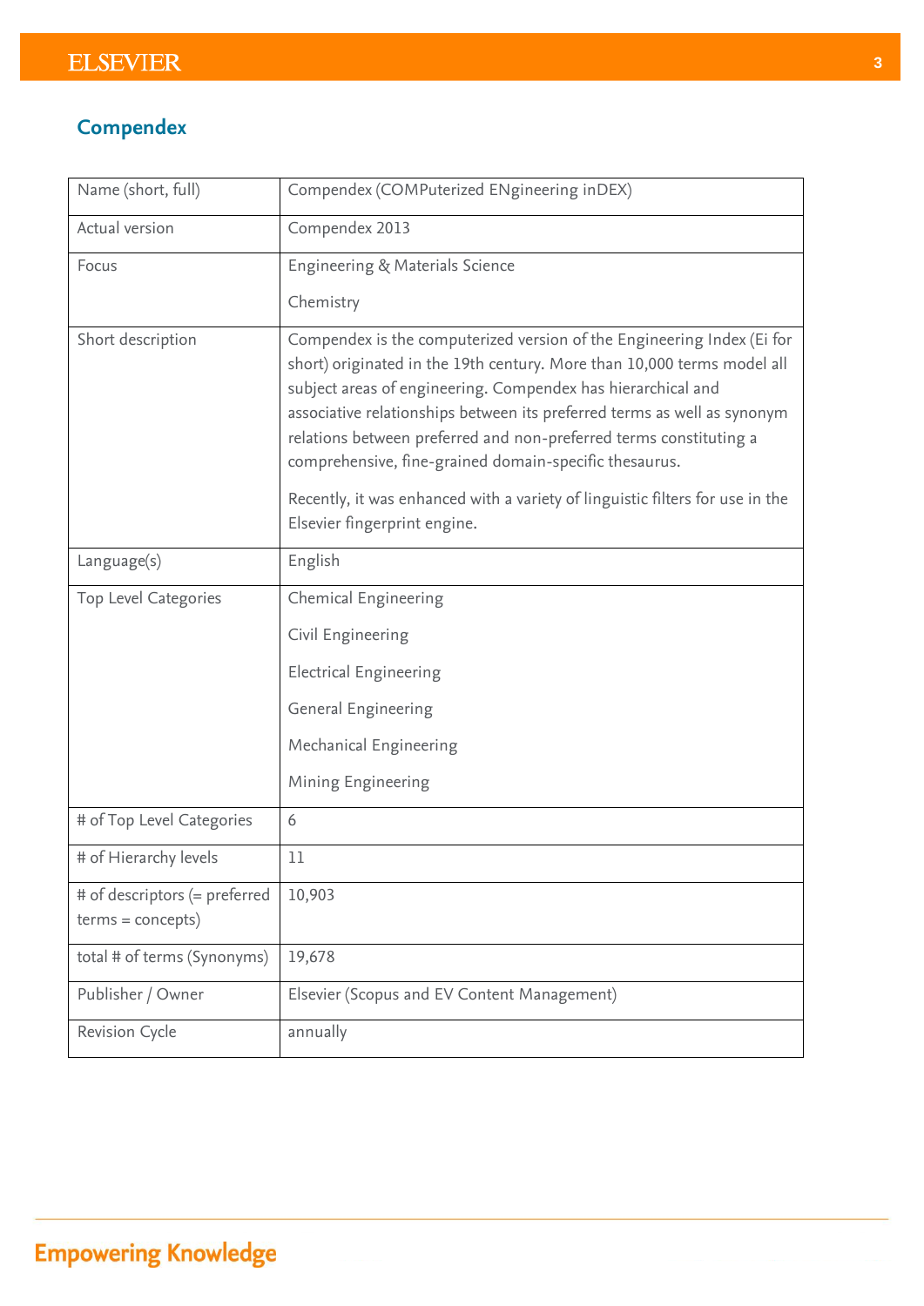## Compendex

| Name (short, full) | Compendex (COMPuterized ENgineering inDEX) |
|---|---|
| Actual version | Compendex 2013 |
| Focus | Engineering & Materials Science<br><br>Chemistry |
| Short description | Compendex is the computerized version of the Engineering Index (Ei for short) originated in the 19th century. More than 10,000 terms model all subject areas of engineering. Compendex has hierarchical and associative relationships between its preferred terms as well as synonym relations between preferred and non-preferred terms constituting a comprehensive, fine-grained domain-specific thesaurus.<br><br>Recently, it was enhanced with a variety of linguistic filters for use in the Elsevier fingerprint engine. |
| Language(s) | English |
| Top Level Categories | Chemical Engineering<br><br>Civil Engineering<br><br>Electrical Engineering<br><br>General Engineering<br><br>Mechanical Engineering<br><br>Mining Engineering |
| # of Top Level Categories | 6 |
| # of Hierarchy levels | 11 |
| # of descriptors (= preferred terms = concepts) | 10,903 |
| total # of terms (Synonyms) | 19,678 |
| Publisher / Owner | Elsevier (Scopus and EV Content Management) |
| Revision Cycle | annually |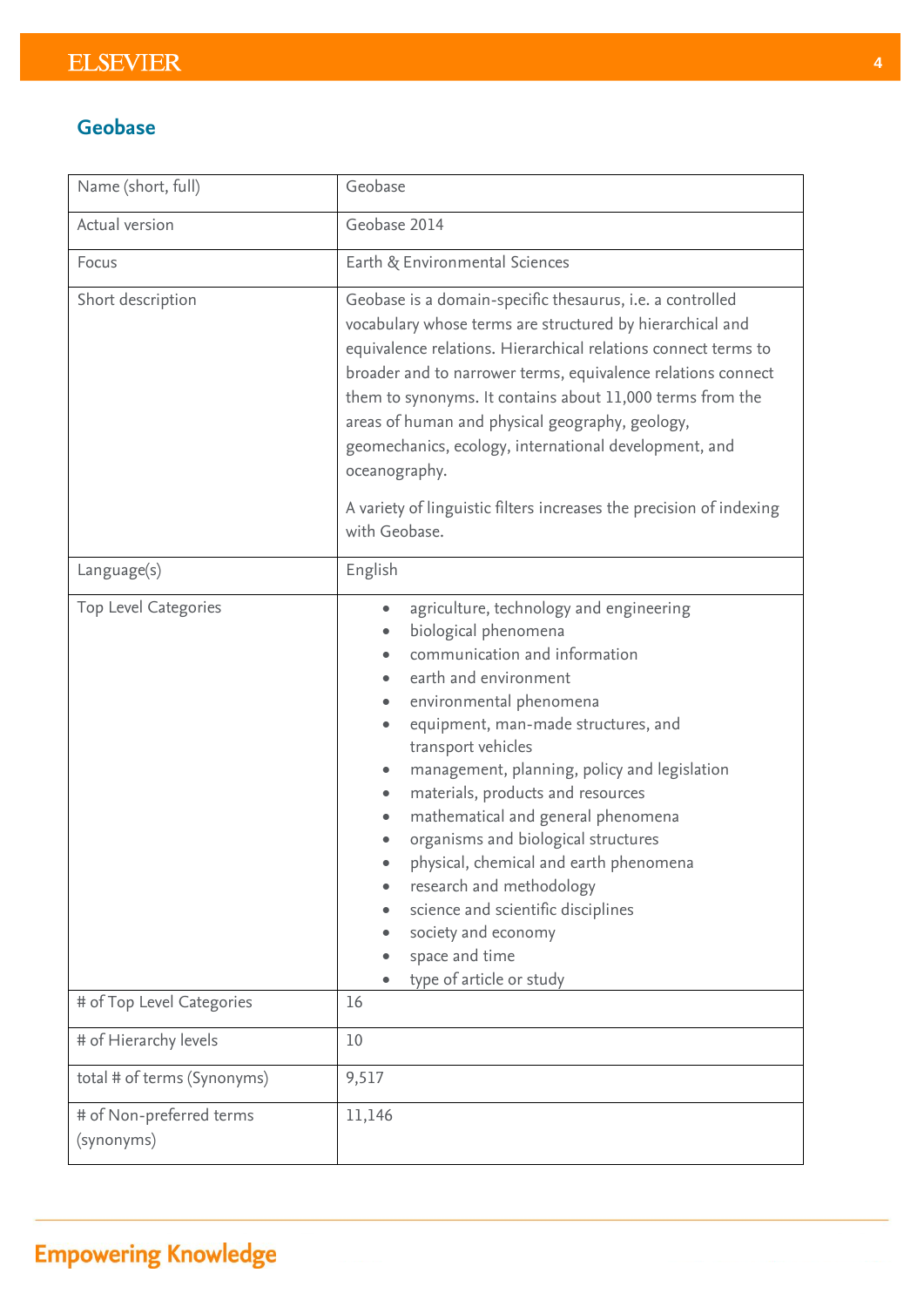## Geobase

| Name (short, full) | Geobase |
|---|---|
| Actual version | Geobase 2014 |
| Focus | Earth & Environmental Sciences |
| Short description | Geobase is a domain-specific thesaurus, i.e. a controlled vocabulary whose terms are structured by hierarchical and equivalence relations. Hierarchical relations connect terms to broader and to narrower terms, equivalence relations connect them to synonyms. It contains about 11,000 terms from the areas of human and physical geography, geology, geomechanics, ecology, international development, and oceanography.<br><br>A variety of linguistic filters increases the precision of indexing with Geobase. |
| Language(s) | English |
| Top Level Categories | • agriculture, technology and engineering<br>• biological phenomena<br>• communication and information<br>• earth and environment<br>• environmental phenomena<br>• equipment, man-made structures, and transport vehicles<br>• management, planning, policy and legislation<br>• materials, products and resources<br>• mathematical and general phenomena<br>• organisms and biological structures<br>• physical, chemical and earth phenomena<br>• research and methodology<br>• science and scientific disciplines<br>• society and economy<br>• space and time<br>• type of article or study |
| # of Top Level Categories | 16 |
| # of Hierarchy levels | 10 |
| total # of terms (Synonyms) | 9,517 |
| # of Non-preferred terms (synonyms) | 11,146 |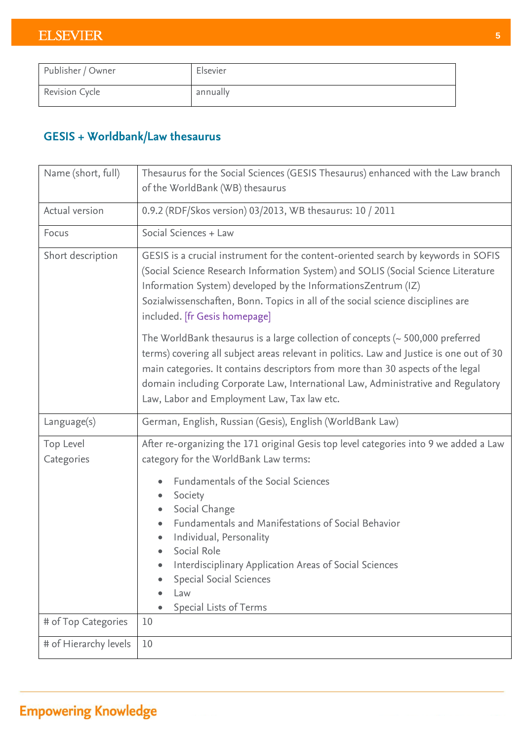| Publisher / Owner | Elsevier |
|---|---|
| Revision Cycle | annually |

## GESIS + Worldbank/Law thesaurus

| Name (short, full) | Thesaurus for the Social Sciences (GESIS Thesaurus) enhanced with the Law branch of the WorldBank (WB) thesaurus |
|---|---|
| Actual version | 0.9.2 (RDF/Skos version) 03/2013, WB thesaurus: 10 / 2011 |
| Focus | Social Sciences + Law |
| Short description | GESIS is a crucial instrument for the content-oriented search by keywords in SOFIS (Social Science Research Information System) and SOLIS (Social Science Literature Information System) developed by the InformationsZentrum (IZ) Sozialwissenschaften, Bonn. Topics in all of the social science disciplines are included. [fr Gesis homepage]<br><br>The WorldBank thesaurus is a large collection of concepts (~ 500,000 preferred terms) covering all subject areas relevant in politics. Law and Justice is one out of 30 main categories. It contains descriptors from more than 30 aspects of the legal domain including Corporate Law, International Law, Administrative and Regulatory Law, Labor and Employment Law, Tax law etc. |
| Language(s) | German, English, Russian (Gesis), English (WorldBank Law) |
| Top Level Categories | After re-organizing the 171 original Gesis top level categories into 9 we added a Law category for the WorldBank Law terms:<br>• Fundamentals of the Social Sciences<br>• Society<br>• Social Change<br>• Fundamentals and Manifestations of Social Behavior<br>• Individual, Personality<br>• Social Role<br>• Interdisciplinary Application Areas of Social Sciences<br>• Special Social Sciences<br>• Law<br>• Special Lists of Terms |
| # of Top Categories | 10 |
| # of Hierarchy levels | 10 |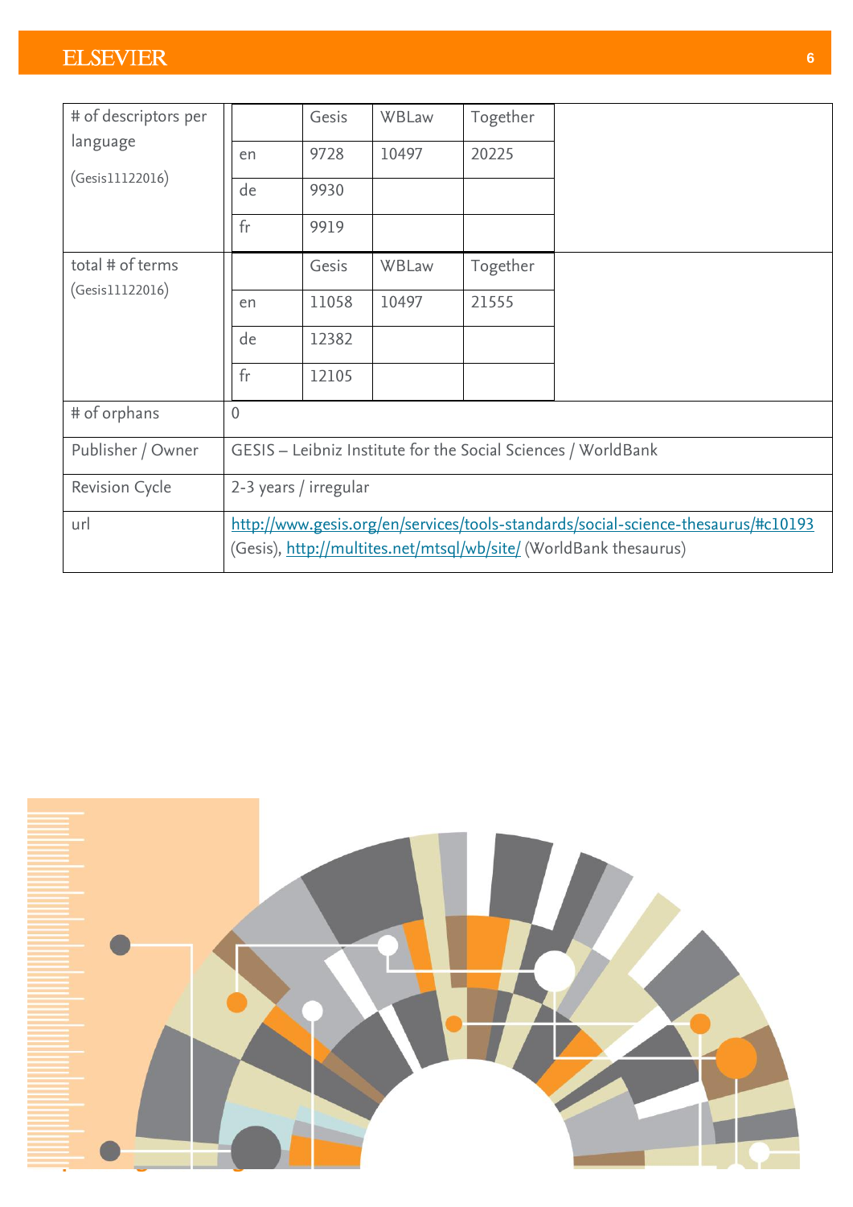| # of descriptors per language (Gesis11122016) | | Gesis | WBLaw | Together |
|---|---|---|---|---|
| | en | 9728 | 10497 | 20225 |
| | de | 9930 | | |
| | fr | 9919 | | |

| total # of terms (Gesis11122016) | | Gesis | WBLaw | Together |
|---|---|---|---|---|
| | en | 11058 | 10497 | 21555 |
| | de | 12382 | | |
| | fr | 12105 | | |

| | |
|---|---|
| # of orphans | 0 |
| Publisher / Owner | GESIS – Leibniz Institute for the Social Sciences / WorldBank |
| Revision Cycle | 2-3 years / irregular |
| url | http://www.gesis.org/en/services/tools-standards/social-science-thesaurus/#c10193 (Gesis), http://multites.net/mtsql/wb/site/ (WorldBank thesaurus) |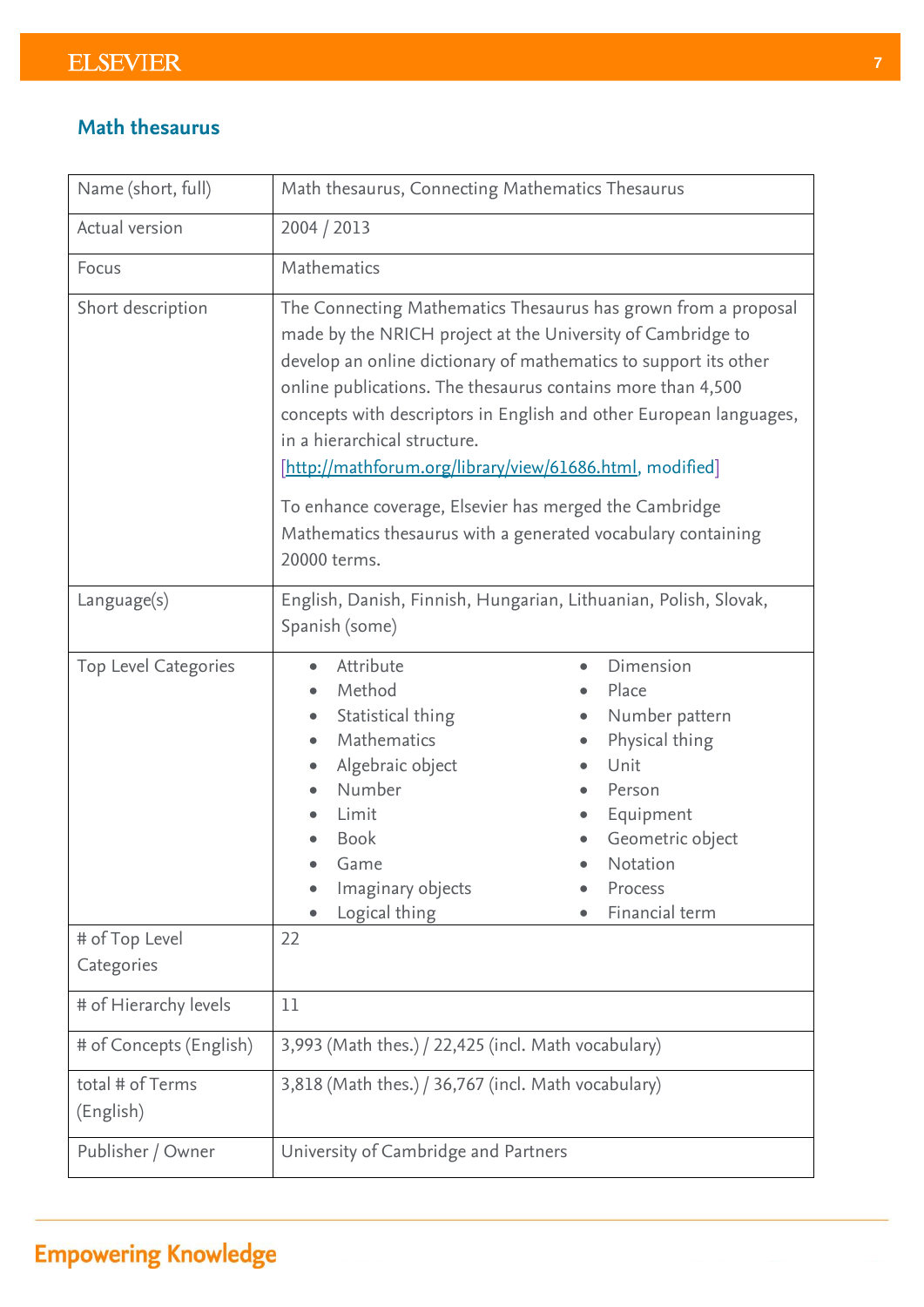## Math thesaurus

| | |
|---|---|
| Name (short, full) | Math thesaurus, Connecting Mathematics Thesaurus |
| Actual version | 2004 / 2013 |
| Focus | Mathematics |
| Short description | The Connecting Mathematics Thesaurus has grown from a proposal made by the NRICH project at the University of Cambridge to develop an online dictionary of mathematics to support its other online publications. The thesaurus contains more than 4,500 concepts with descriptors in English and other European languages, in a hierarchical structure. [http://mathforum.org/library/view/61686.html, modified]<br><br>To enhance coverage, Elsevier has merged the Cambridge Mathematics thesaurus with a generated vocabulary containing 20000 terms. |
| Language(s) | English, Danish, Finnish, Hungarian, Lithuanian, Polish, Slovak, Spanish (some) |
| Top Level Categories | • Attribute<br>• Method<br>• Statistical thing<br>• Mathematics<br>• Algebraic object<br>• Number<br>• Limit<br>• Book<br>• Game<br>• Imaginary objects<br>• Logical thing<br>• Dimension<br>• Place<br>• Number pattern<br>• Physical thing<br>• Unit<br>• Person<br>• Equipment<br>• Geometric object<br>• Notation<br>• Process<br>• Financial term |
| # of Top Level Categories | 22 |
| # of Hierarchy levels | 11 |
| # of Concepts (English) | 3,993 (Math thes.) / 22,425 (incl. Math vocabulary) |
| total # of Terms (English) | 3,818 (Math thes.) / 36,767 (incl. Math vocabulary) |
| Publisher / Owner | University of Cambridge and Partners |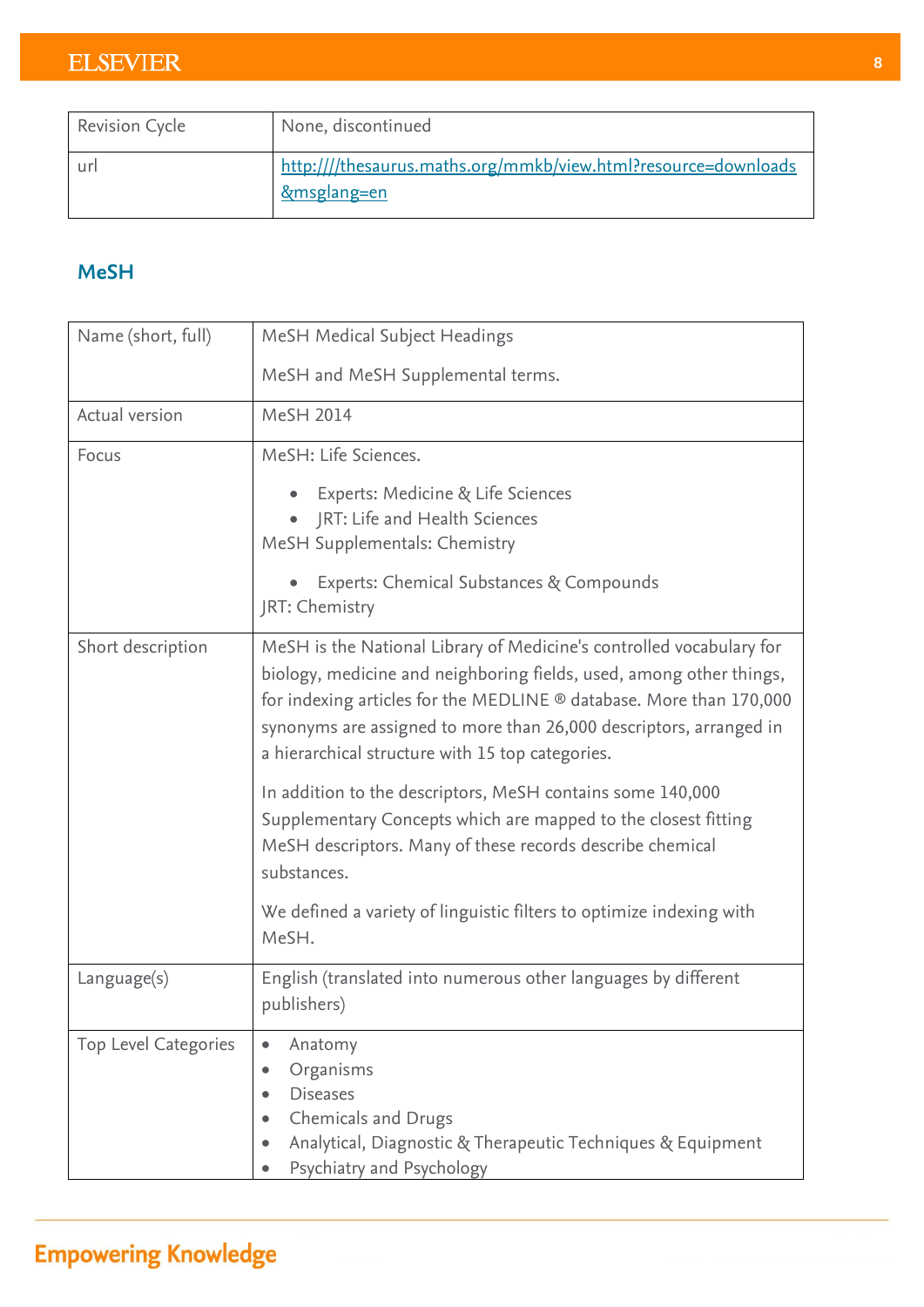| | |
|---|---|
| Revision Cycle | None, discontinued |
| url | [http:///thesaurus.maths.org/mmkb/view.html?resource=downloads&msglang=en](http:///thesaurus.maths.org/mmkb/view.html?resource=downloads&msglang=en) |

## MeSH

| | |
|---|---|
| Name (short, full) | MeSH Medical Subject Headings<br><br>MeSH and MeSH Supplemental terms. |
| Actual version | MeSH 2014 |
| Focus | MeSH: Life Sciences.<br><br>• Experts: Medicine & Life Sciences<br>• JRT: Life and Health Sciences<br><br>MeSH Supplementals: Chemistry<br><br>• Experts: Chemical Substances & Compounds<br><br>JRT: Chemistry |
| Short description | MeSH is the National Library of Medicine's controlled vocabulary for biology, medicine and neighboring fields, used, among other things, for indexing articles for the MEDLINE ® database. More than 170,000 synonyms are assigned to more than 26,000 descriptors, arranged in a hierarchical structure with 15 top categories.<br><br>In addition to the descriptors, MeSH contains some 140,000 Supplementary Concepts which are mapped to the closest fitting MeSH descriptors. Many of these records describe chemical substances.<br><br>We defined a variety of linguistic filters to optimize indexing with MeSH. |
| Language(s) | English (translated into numerous other languages by different publishers) |
| Top Level Categories | • Anatomy<br>• Organisms<br>• Diseases<br>• Chemicals and Drugs<br>• Analytical, Diagnostic & Therapeutic Techniques & Equipment<br>• Psychiatry and Psychology |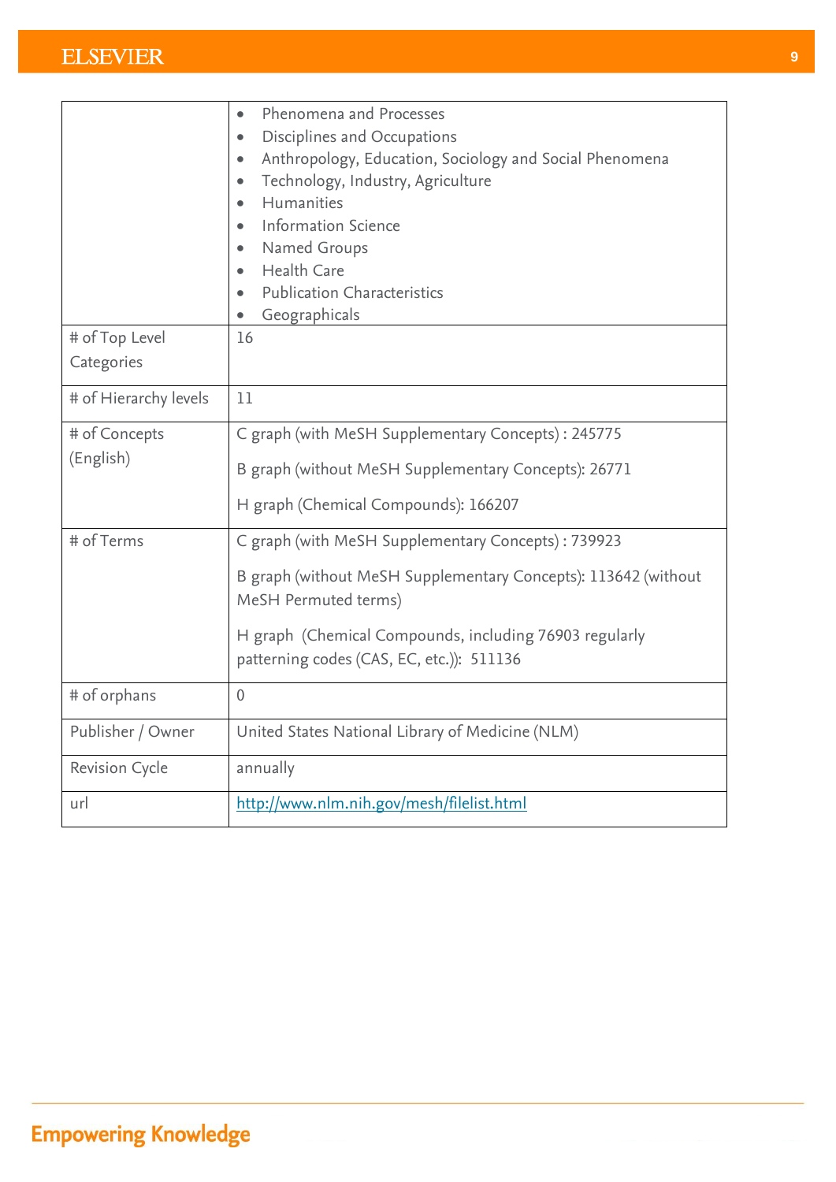| | |
|---|---|
| | <ul><li>Phenomena and Processes</li><li>Disciplines and Occupations</li><li>Anthropology, Education, Sociology and Social Phenomena</li><li>Technology, Industry, Agriculture</li><li>Humanities</li><li>Information Science</li><li>Named Groups</li><li>Health Care</li><li>Publication Characteristics</li><li>Geographicals</li></ul> |
| # of Top Level Categories | 16 |
| # of Hierarchy levels | 11 |
| # of Concepts (English) | C graph (with MeSH Supplementary Concepts) : 245775<br><br>B graph (without MeSH Supplementary Concepts): 26771<br><br>H graph (Chemical Compounds): 166207 |
| # of Terms | C graph (with MeSH Supplementary Concepts) : 739923<br><br>B graph (without MeSH Supplementary Concepts): 113642 (without MeSH Permuted terms)<br><br>H graph (Chemical Compounds, including 76903 regularly patterning codes (CAS, EC, etc.)): 511136 |
| # of orphans | 0 |
| Publisher / Owner | United States National Library of Medicine (NLM) |
| Revision Cycle | annually |
| url | http://www.nlm.nih.gov/mesh/filelist.html |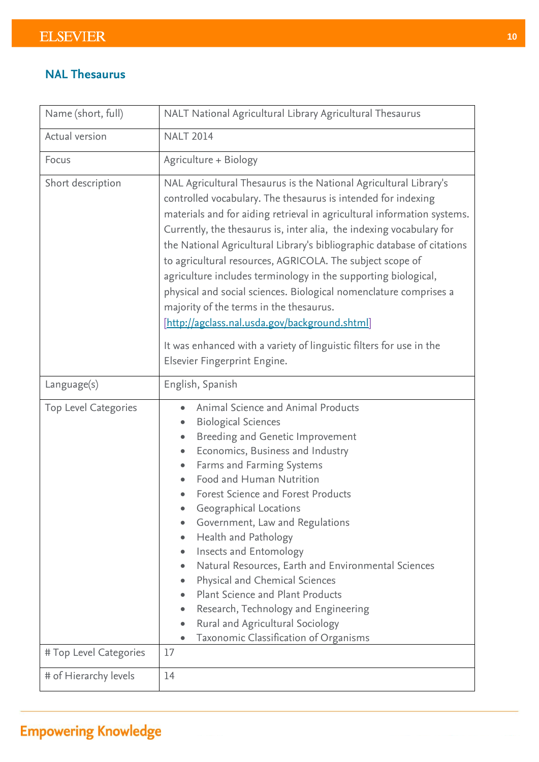## NAL Thesaurus

| Name (short, full) | NALT National Agricultural Library Agricultural Thesaurus |
|---|---|
| Actual version | NALT 2014 |
| Focus | Agriculture + Biology |
| Short description | NAL Agricultural Thesaurus is the National Agricultural Library's controlled vocabulary. The thesaurus is intended for indexing materials and for aiding retrieval in agricultural information systems. Currently, the thesaurus is, inter alia, the indexing vocabulary for the National Agricultural Library's bibliographic database of citations to agricultural resources, AGRICOLA. The subject scope of agriculture includes terminology in the supporting biological, physical and social sciences. Biological nomenclature comprises a majority of the terms in the thesaurus. [http://agclass.nal.usda.gov/background.shtml]<br><br>It was enhanced with a variety of linguistic filters for use in the Elsevier Fingerprint Engine. |
| Language(s) | English, Spanish |
| Top Level Categories | • Animal Science and Animal Products<br>• Biological Sciences<br>• Breeding and Genetic Improvement<br>• Economics, Business and Industry<br>• Farms and Farming Systems<br>• Food and Human Nutrition<br>• Forest Science and Forest Products<br>• Geographical Locations<br>• Government, Law and Regulations<br>• Health and Pathology<br>• Insects and Entomology<br>• Natural Resources, Earth and Environmental Sciences<br>• Physical and Chemical Sciences<br>• Plant Science and Plant Products<br>• Research, Technology and Engineering<br>• Rural and Agricultural Sociology<br>• Taxonomic Classification of Organisms |
| # Top Level Categories | 17 |
| # of Hierarchy levels | 14 |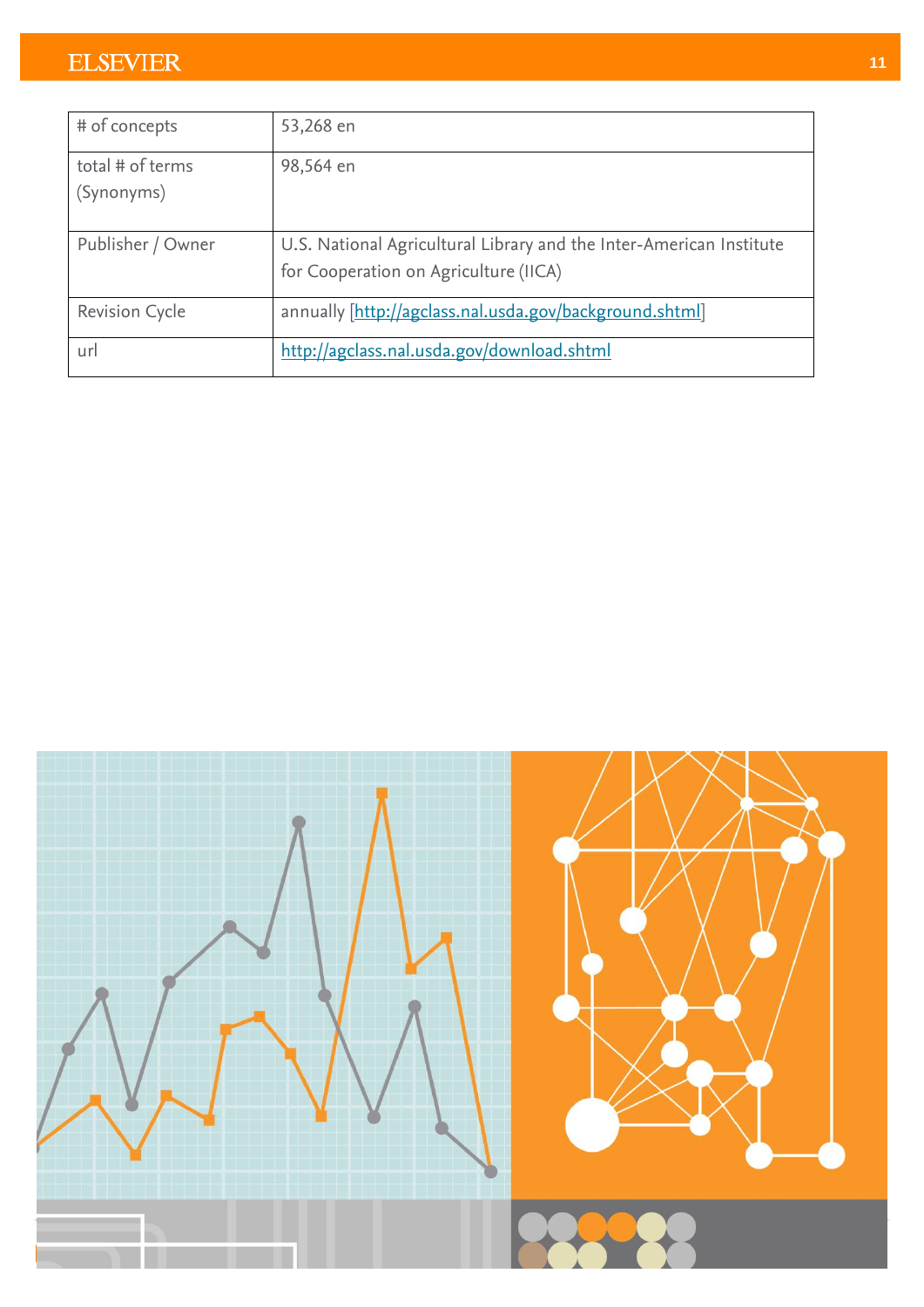| # of concepts | 53,268 en |
|---|---|
| total # of terms (Synonyms) | 98,564 en |
| Publisher / Owner | U.S. National Agricultural Library and the Inter-American Institute for Cooperation on Agriculture (IICA) |
| Revision Cycle | annually [http://agclass.nal.usda.gov/background.shtml] |
| url | http://agclass.nal.usda.gov/download.shtml |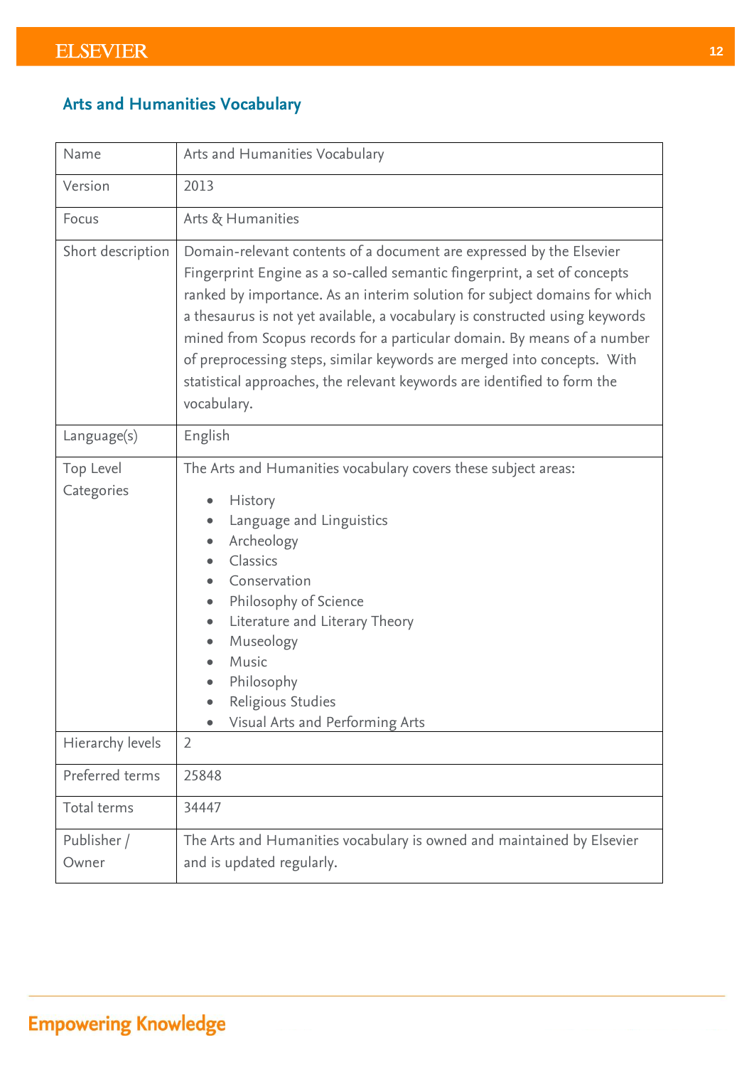## Arts and Humanities Vocabulary

| | |
|---|---|
| Name | Arts and Humanities Vocabulary |
| Version | 2013 |
| Focus | Arts & Humanities |
| Short description | Domain-relevant contents of a document are expressed by the Elsevier Fingerprint Engine as a so-called semantic fingerprint, a set of concepts ranked by importance. As an interim solution for subject domains for which a thesaurus is not yet available, a vocabulary is constructed using keywords mined from Scopus records for a particular domain. By means of a number of preprocessing steps, similar keywords are merged into concepts. With statistical approaches, the relevant keywords are identified to form the vocabulary. |
| Language(s) | English |
| Top Level Categories | The Arts and Humanities vocabulary covers these subject areas:<br>• History<br>• Language and Linguistics<br>• Archeology<br>• Classics<br>• Conservation<br>• Philosophy of Science<br>• Literature and Literary Theory<br>• Museology<br>• Music<br>• Philosophy<br>• Religious Studies<br>• Visual Arts and Performing Arts |
| Hierarchy levels | 2 |
| Preferred terms | 25848 |
| Total terms | 34447 |
| Publisher / Owner | The Arts and Humanities vocabulary is owned and maintained by Elsevier and is updated regularly. |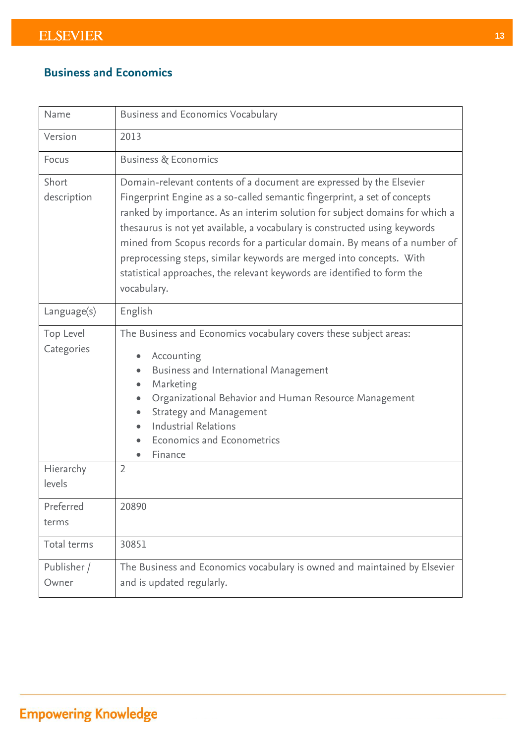## Business and Economics

| Name | Business and Economics Vocabulary |
|---|---|
| Version | 2013 |
| Focus | Business & Economics |
| Short description | Domain-relevant contents of a document are expressed by the Elsevier Fingerprint Engine as a so-called semantic fingerprint, a set of concepts ranked by importance. As an interim solution for subject domains for which a thesaurus is not yet available, a vocabulary is constructed using keywords mined from Scopus records for a particular domain. By means of a number of preprocessing steps, similar keywords are merged into concepts. With statistical approaches, the relevant keywords are identified to form the vocabulary. |
| Language(s) | English |
| Top Level Categories | The Business and Economics vocabulary covers these subject areas:<br>• Accounting<br>• Business and International Management<br>• Marketing<br>• Organizational Behavior and Human Resource Management<br>• Strategy and Management<br>• Industrial Relations<br>• Economics and Econometrics<br>• Finance |
| Hierarchy levels | 2 |
| Preferred terms | 20890 |
| Total terms | 30851 |
| Publisher / Owner | The Business and Economics vocabulary is owned and maintained by Elsevier and is updated regularly. |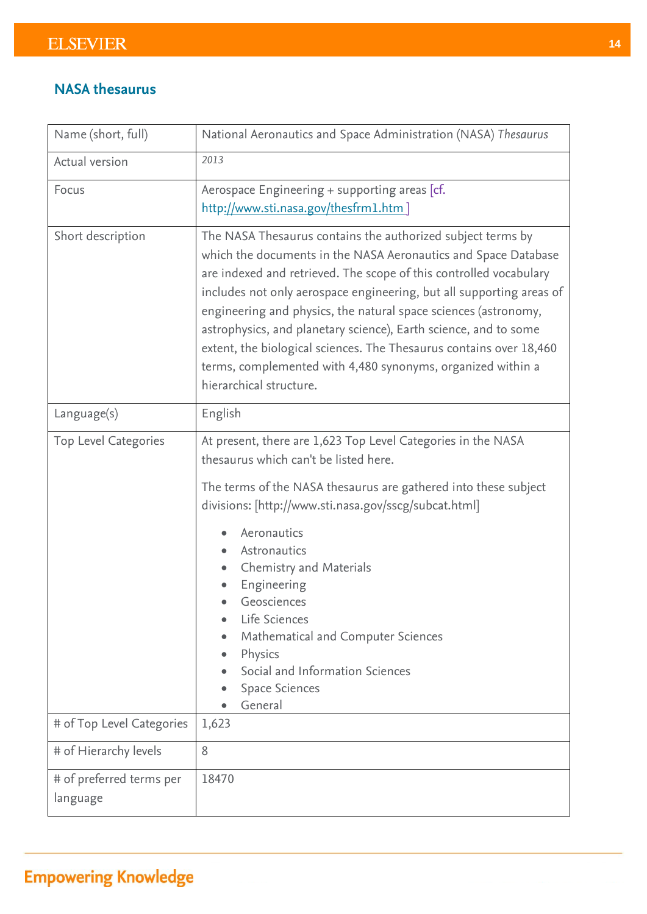## NASA thesaurus

| Name (short, full) | National Aeronautics and Space Administration (NASA) *Thesaurus* |
|---|---|
| Actual version | *2013* |
| Focus | Aerospace Engineering + supporting areas [cf. http://www.sti.nasa.gov/thesfrm1.htm ] |
| Short description | The NASA Thesaurus contains the authorized subject terms by which the documents in the NASA Aeronautics and Space Database are indexed and retrieved. The scope of this controlled vocabulary includes not only aerospace engineering, but all supporting areas of engineering and physics, the natural space sciences (astronomy, astrophysics, and planetary science), Earth science, and to some extent, the biological sciences. The Thesaurus contains over 18,460 terms, complemented with 4,480 synonyms, organized within a hierarchical structure. |
| Language(s) | English |
| Top Level Categories | At present, there are 1,623 Top Level Categories in the NASA thesaurus which can't be listed here.<br><br>The terms of the NASA thesaurus are gathered into these subject divisions: [http://www.sti.nasa.gov/sscg/subcat.html]<br><br>• Aeronautics<br>• Astronautics<br>• Chemistry and Materials<br>• Engineering<br>• Geosciences<br>• Life Sciences<br>• Mathematical and Computer Sciences<br>• Physics<br>• Social and Information Sciences<br>• Space Sciences<br>• General |
| # of Top Level Categories | 1,623 |
| # of Hierarchy levels | 8 |
| # of preferred terms per language | 18470 |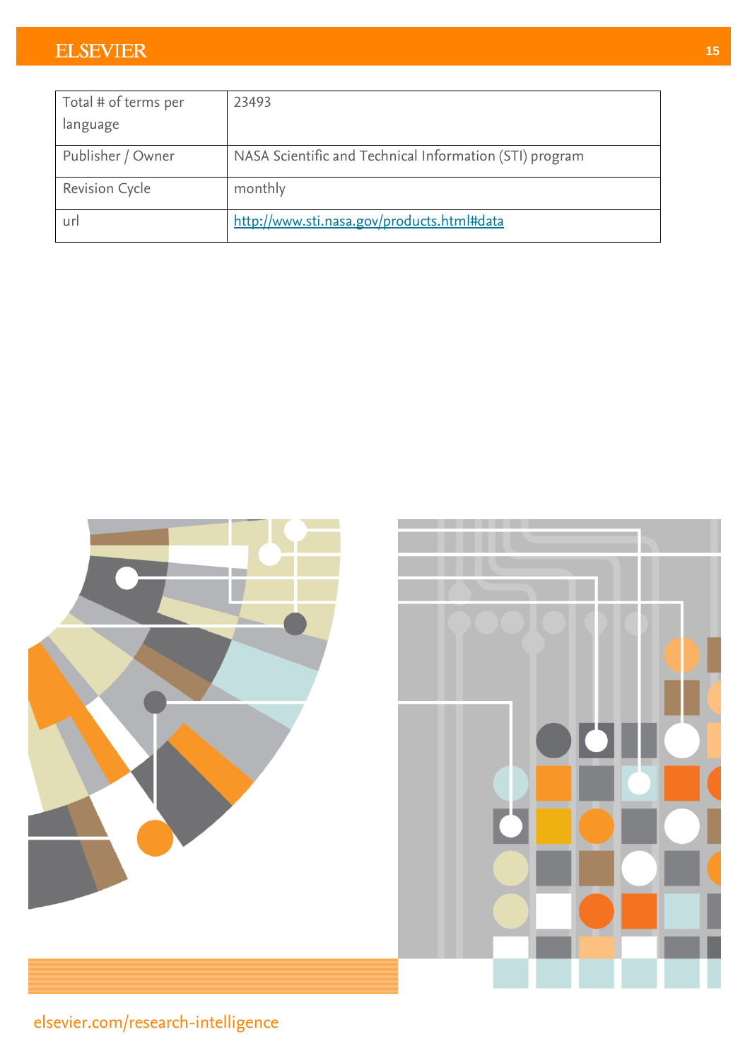| | |
|---|---|
| Total # of terms per language | 23493 |
| Publisher / Owner | NASA Scientific and Technical Information (STI) program |
| Revision Cycle | monthly |
| url | http://www.sti.nasa.gov/products.html#data |

elsevier.com/research-intelligence